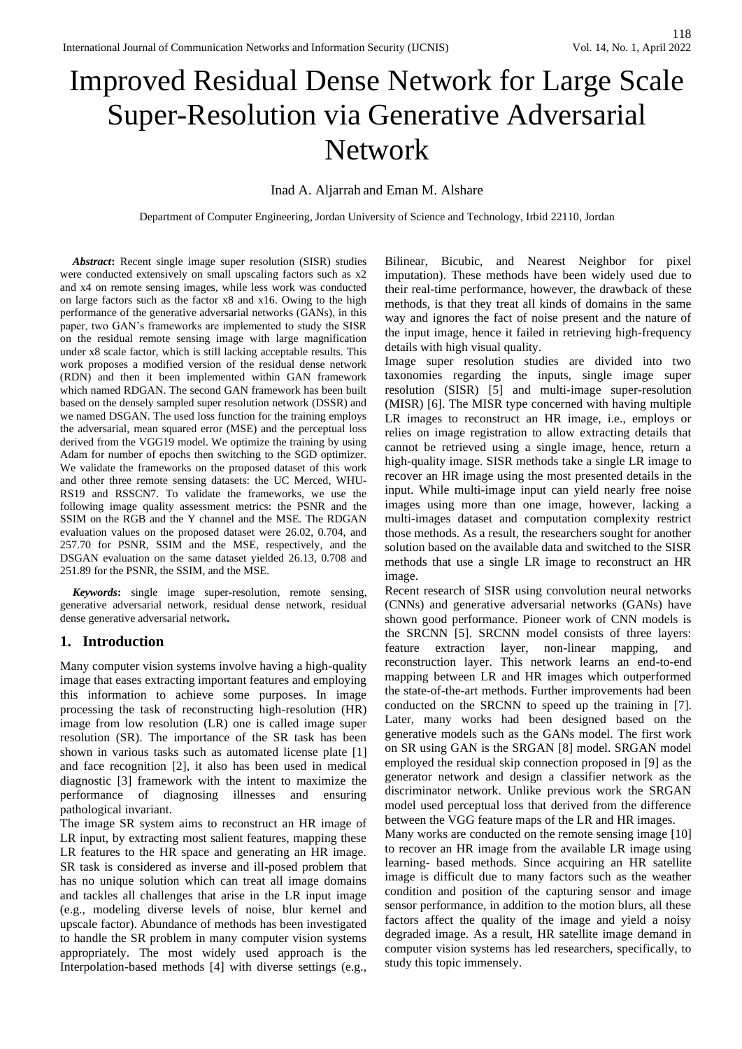# Improved Residual Dense Network for Large Scale Super-Resolution via Generative Adversarial Network

Inad A. Aljarrah and Eman M. Alshare

Department of Computer Engineering, Jordan University of Science and Technology, Irbid 22110, Jordan

***Abstract*:** Recent single image super resolution (SISR) studies were conducted extensively on small upscaling factors such as x2 and x4 on remote sensing images, while less work was conducted on large factors such as the factor x8 and x16. Owing to the high performance of the generative adversarial networks (GANs), in this paper, two GAN's frameworks are implemented to study the SISR on the residual remote sensing image with large magnification under x8 scale factor, which is still lacking acceptable results. This work proposes a modified version of the residual dense network (RDN) and then it been implemented within GAN framework which named RDGAN. The second GAN framework has been built based on the densely sampled super resolution network (DSSR) and we named DSGAN. The used loss function for the training employs the adversarial, mean squared error (MSE) and the perceptual loss derived from the VGG19 model. We optimize the training by using Adam for number of epochs then switching to the SGD optimizer. We validate the frameworks on the proposed dataset of this work and other three remote sensing datasets: the UC Merced, WHU-RS19 and RSSCN7. To validate the frameworks, we use the following image quality assessment metrics: the PSNR and the SSIM on the RGB and the Y channel and the MSE. The RDGAN evaluation values on the proposed dataset were 26.02, 0.704, and 257.70 for PSNR, SSIM and the MSE, respectively, and the DSGAN evaluation on the same dataset yielded 26.13, 0.708 and 251.89 for the PSNR, the SSIM, and the MSE.

***Keywords*:** single image super-resolution, remote sensing, generative adversarial network, residual dense network, residual dense generative adversarial network**.**

## 1. Introduction

Many computer vision systems involve having a high-quality image that eases extracting important features and employing this information to achieve some purposes. In image processing the task of reconstructing high-resolution (HR) image from low resolution (LR) one is called image super resolution (SR). The importance of the SR task has been shown in various tasks such as automated license plate [1] and face recognition [2], it also has been used in medical diagnostic [3] framework with the intent to maximize the performance of diagnosing illnesses and ensuring pathological invariant.

The image SR system aims to reconstruct an HR image of LR input, by extracting most salient features, mapping these LR features to the HR space and generating an HR image. SR task is considered as inverse and ill-posed problem that has no unique solution which can treat all image domains and tackles all challenges that arise in the LR input image (e.g., modeling diverse levels of noise, blur kernel and upscale factor). Abundance of methods has been investigated to handle the SR problem in many computer vision systems appropriately. The most widely used approach is the Interpolation-based methods [4] with diverse settings (e.g., Bilinear, Bicubic, and Nearest Neighbor for pixel imputation). These methods have been widely used due to their real-time performance, however, the drawback of these methods, is that they treat all kinds of domains in the same way and ignores the fact of noise present and the nature of the input image, hence it failed in retrieving high-frequency details with high visual quality.

Image super resolution studies are divided into two taxonomies regarding the inputs, single image super resolution (SISR) [5] and multi-image super-resolution (MISR) [6]. The MISR type concerned with having multiple LR images to reconstruct an HR image, i.e., employs or relies on image registration to allow extracting details that cannot be retrieved using a single image, hence, return a high-quality image. SISR methods take a single LR image to recover an HR image using the most presented details in the input. While multi-image input can yield nearly free noise images using more than one image, however, lacking a multi-images dataset and computation complexity restrict those methods. As a result, the researchers sought for another solution based on the available data and switched to the SISR methods that use a single LR image to reconstruct an HR image.

Recent research of SISR using convolution neural networks (CNNs) and generative adversarial networks (GANs) have shown good performance. Pioneer work of CNN models is the SRCNN [5]. SRCNN model consists of three layers: feature extraction layer, non-linear mapping, and reconstruction layer. This network learns an end-to-end mapping between LR and HR images which outperformed the state-of-the-art methods. Further improvements had been conducted on the SRCNN to speed up the training in [7]. Later, many works had been designed based on the generative models such as the GANs model. The first work on SR using GAN is the SRGAN [8] model. SRGAN model employed the residual skip connection proposed in [9] as the generator network and design a classifier network as the discriminator network. Unlike previous work the SRGAN model used perceptual loss that derived from the difference between the VGG feature maps of the LR and HR images.

Many works are conducted on the remote sensing image [10] to recover an HR image from the available LR image using learning- based methods. Since acquiring an HR satellite image is difficult due to many factors such as the weather condition and position of the capturing sensor and image sensor performance, in addition to the motion blurs, all these factors affect the quality of the image and yield a noisy degraded image. As a result, HR satellite image demand in computer vision systems has led researchers, specifically, to study this topic immensely.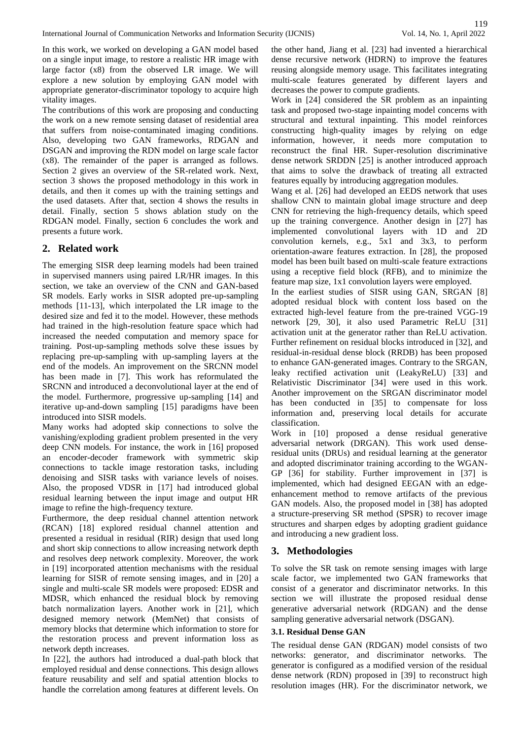In this work, we worked on developing a GAN model based on a single input image, to restore a realistic HR image with large factor (x8) from the observed LR image. We will explore a new solution by employing GAN model with appropriate generator-discriminator topology to acquire high vitality images.

The contributions of this work are proposing and conducting the work on a new remote sensing dataset of residential area that suffers from noise-contaminated imaging conditions. Also, developing two GAN frameworks, RDGAN and DSGAN and improving the RDN model on large scale factor (x8). The remainder of the paper is arranged as follows. Section 2 gives an overview of the SR-related work. Next, section 3 shows the proposed methodology in this work in details, and then it comes up with the training settings and the used datasets. After that, section 4 shows the results in detail. Finally, section 5 shows ablation study on the RDGAN model. Finally, section 6 concludes the work and presents a future work.

## 2. Related work

The emerging SISR deep learning models had been trained in supervised manners using paired LR/HR images. In this section, we take an overview of the CNN and GAN-based SR models. Early works in SISR adopted pre-up-sampling methods [11-13], which interpolated the LR image to the desired size and fed it to the model. However, these methods had trained in the high-resolution feature space which had increased the needed computation and memory space for training. Post-up-sampling methods solve these issues by replacing pre-up-sampling with up-sampling layers at the end of the models. An improvement on the SRCNN model has been made in [7]. This work has reformulated the SRCNN and introduced a deconvolutional layer at the end of the model. Furthermore, progressive up-sampling [14] and iterative up-and-down sampling [15] paradigms have been introduced into SISR models.

Many works had adopted skip connections to solve the vanishing/exploding gradient problem presented in the very deep CNN models. For instance, the work in [16] proposed an encoder-decoder framework with symmetric skip connections to tackle image restoration tasks, including denoising and SISR tasks with variance levels of noises. Also, the proposed VDSR in [17] had introduced global residual learning between the input image and output HR image to refine the high-frequency texture.

Furthermore, the deep residual channel attention network (RCAN) [18] explored residual channel attention and presented a residual in residual (RIR) design that used long and short skip connections to allow increasing network depth and resolves deep network complexity. Moreover, the work in [19] incorporated attention mechanisms with the residual learning for SISR of remote sensing images, and in [20] a single and multi-scale SR models were proposed: EDSR and MDSR, which enhanced the residual block by removing batch normalization layers. Another work in [21], which designed memory network (MemNet) that consists of memory blocks that determine which information to store for the restoration process and prevent information loss as network depth increases.

In [22], the authors had introduced a dual-path block that employed residual and dense connections. This design allows feature reusability and self and spatial attention blocks to handle the correlation among features at different levels. On the other hand, Jiang et al. [23] had invented a hierarchical dense recursive network (HDRN) to improve the features reusing alongside memory usage. This facilitates integrating multi-scale features generated by different layers and decreases the power to compute gradients.

Work in [24] considered the SR problem as an inpainting task and proposed two-stage inpainting model concerns with structural and textural inpainting. This model reinforces constructing high-quality images by relying on edge information, however, it needs more computation to reconstruct the final HR. Super-resolution discriminative dense network SRDDN [25] is another introduced approach that aims to solve the drawback of treating all extracted features equally by introducing aggregation modules.

Wang et al. [26] had developed an EEDS network that uses shallow CNN to maintain global image structure and deep CNN for retrieving the high-frequency details, which speed up the training convergence. Another design in [27] has implemented convolutional layers with 1D and 2D convolution kernels, e.g., 5x1 and 3x3, to perform orientation-aware features extraction. In [28], the proposed model has been built based on multi-scale feature extractions using a receptive field block (RFB), and to minimize the feature map size, 1x1 convolution layers were employed.

In the earliest studies of SISR using GAN, SRGAN [8] adopted residual block with content loss based on the extracted high-level feature from the pre-trained VGG-19 network [29, 30], it also used Parametric ReLU [31] activation unit at the generator rather than ReLU activation. Further refinement on residual blocks introduced in [32], and residual-in-residual dense block (RRDB) has been proposed to enhance GAN-generated images. Contrary to the SRGAN, leaky rectified activation unit (LeakyReLU) [33] and Relativistic Discriminator [34] were used in this work. Another improvement on the SRGAN discriminator model has been conducted in [35] to compensate for loss information and, preserving local details for accurate classification.

Work in [10] proposed a dense residual generative adversarial network (DRGAN). This work used dense-residual units (DRUs) and residual learning at the generator and adopted discriminator training according to the WGAN-GP [36] for stability. Further improvement in [37] is implemented, which had designed EEGAN with an edge-enhancement method to remove artifacts of the previous GAN models. Also, the proposed model in [38] has adopted a structure-preserving SR method (SPSR) to recover image structures and sharpen edges by adopting gradient guidance and introducing a new gradient loss.

## 3. Methodologies

To solve the SR task on remote sensing images with large scale factor, we implemented two GAN frameworks that consist of a generator and discriminator networks. In this section we will illustrate the proposed residual dense generative adversarial network (RDGAN) and the dense sampling generative adversarial network (DSGAN).

### 3.1. Residual Dense GAN

The residual dense GAN (RDGAN) model consists of two networks: generator, and discriminator networks. The generator is configured as a modified version of the residual dense network (RDN) proposed in [39] to reconstruct high resolution images (HR). For the discriminator network, we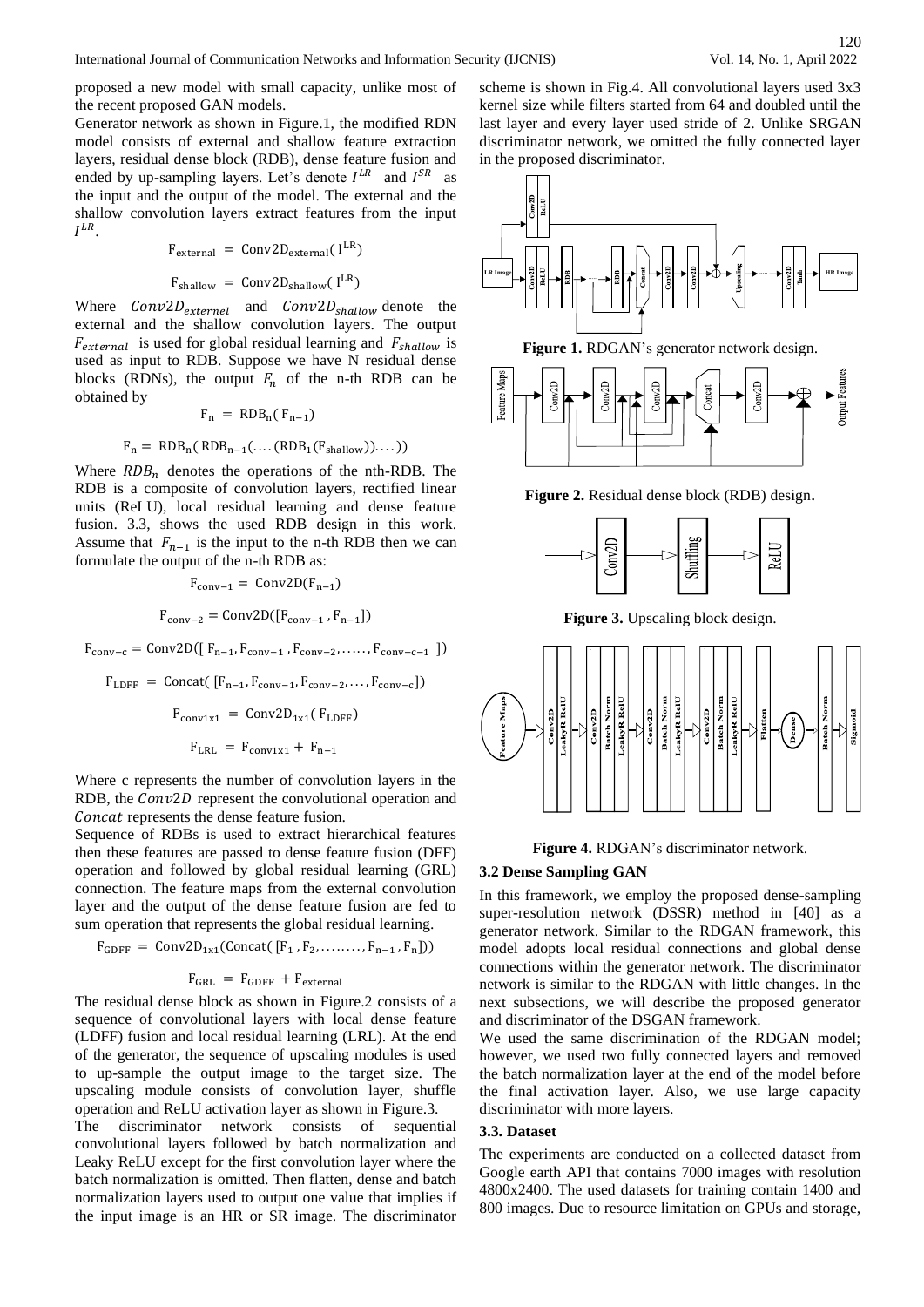proposed a new model with small capacity, unlike most of the recent proposed GAN models.

Generator network as shown in Figure.1, the modified RDN model consists of external and shallow feature extraction layers, residual dense block (RDB), dense feature fusion and ended by up-sampling layers. Let's denote $I^{LR}$ and $I^{SR}$ as the input and the output of the model. The external and the shallow convolution layers extract features from the input $I^{LR}$.

$$F_{external} = Conv2D_{external}(I^{LR})$$

$$F_{shallow} = Conv2D_{shallow}(I^{LR})$$

Where $Conv2D_{externel}$ and $Conv2D_{shallow}$ denote the external and the shallow convolution layers. The output $F_{external}$ is used for global residual learning and $F_{shallow}$ is used as input to RDB. Suppose we have N residual dense blocks (RDNs), the output $F_n$ of the n-th RDB can be obtained by

$$F_n = RDB_n(F_{n-1})$$

$$F_n = RDB_n(RDB_{n-1}(\ldots(RDB_1(F_{shallow}))\ldots))$$

Where $RDB_n$ denotes the operations of the nth-RDB. The RDB is a composite of convolution layers, rectified linear units (ReLU), local residual learning and dense feature fusion. 3.3, shows the used RDB design in this work. Assume that $F_{n-1}$ is the input to the n-th RDB then we can formulate the output of the n-th RDB as:

$$F_{conv-1} = Conv2D(F_{n-1})$$

$$F_{conv-2} = Conv2D([F_{conv-1}, F_{n-1}])$$

$$F_{conv-c} = Conv2D([F_{n-1}, F_{conv-1}, F_{conv-2}, \ldots\ldots, F_{conv-c-1}])$$

$$F_{LDFF} = Concat([F_{n-1}, F_{conv-1}, F_{conv-2}, \ldots, F_{conv-c}])$$

$$F_{conv1x1} = Conv2D_{1x1}(F_{LDFF})$$

$$F_{LRL} = F_{conv1x1} + F_{n-1}$$

Where c represents the number of convolution layers in the RDB, the $Conv2D$ represent the convolutional operation and $Concat$ represents the dense feature fusion.

Sequence of RDBs is used to extract hierarchical features then these features are passed to dense feature fusion (DFF) operation and followed by global residual learning (GRL) connection. The feature maps from the external convolution layer and the output of the dense feature fusion are fed to sum operation that represents the global residual learning.

$$F_{GDFF} = Conv2D_{1x1}(Concat([F_1, F_2, \ldots\ldots\ldots, F_{n-1}, F_n]))$$

$$F_{GRL} = F_{GDFF} + F_{external}$$

The residual dense block as shown in Figure.2 consists of a sequence of convolutional layers with local dense feature (LDFF) fusion and local residual learning (LRL). At the end of the generator, the sequence of upscaling modules is used to up-sample the output image to the target size. The upscaling module consists of convolution layer, shuffle operation and ReLU activation layer as shown in Figure.3.

The discriminator network consists of sequential convolutional layers followed by batch normalization and Leaky ReLU except for the first convolution layer where the batch normalization is omitted. Then flatten, dense and batch normalization layers used to output one value that implies if the input image is an HR or SR image. The discriminator scheme is shown in Fig.4. All convolutional layers used 3x3 kernel size while filters started from 64 and doubled until the last layer and every layer used stride of 2. Unlike SRGAN discriminator network, we omitted the fully connected layer in the proposed discriminator.

**Figure 1.** RDGAN's generator network design.

**Figure 2.** Residual dense block (RDB) design.

**Figure 3.** Upscaling block design.

**Figure 4.** RDGAN's discriminator network.

### 3.2 Dense Sampling GAN

In this framework, we employ the proposed dense-sampling super-resolution network (DSSR) method in [40] as a generator network. Similar to the RDGAN framework, this model adopts local residual connections and global dense connections within the generator network. The discriminator network is similar to the RDGAN with little changes. In the next subsections, we will describe the proposed generator and discriminator of the DSGAN framework.

We used the same discrimination of the RDGAN model; however, we used two fully connected layers and removed the batch normalization layer at the end of the model before the final activation layer. Also, we use large capacity discriminator with more layers.

### 3.3. Dataset

The experiments are conducted on a collected dataset from Google earth API that contains 7000 images with resolution 4800x2400. The used datasets for training contain 1400 and 800 images. Due to resource limitation on GPUs and storage,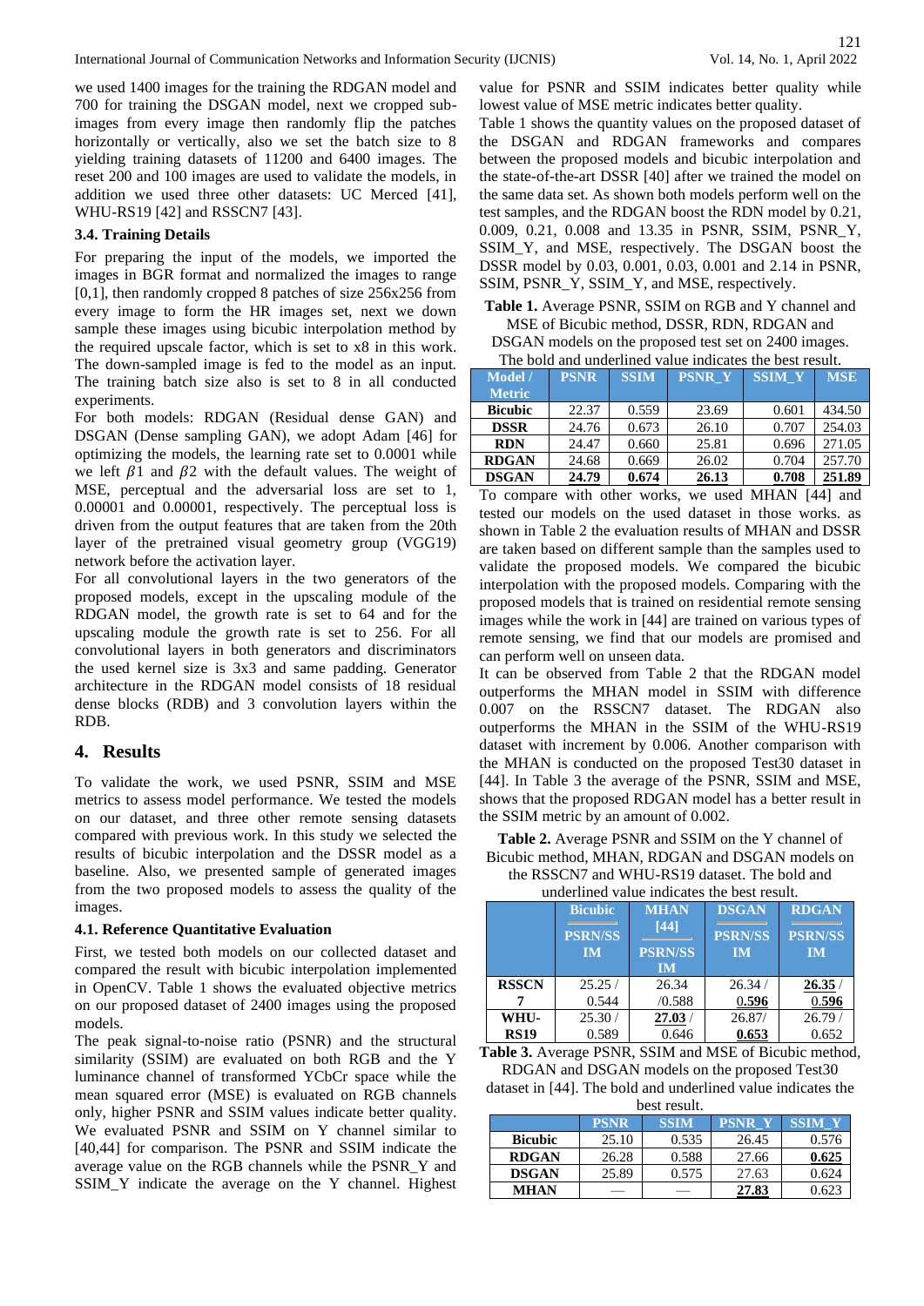we used 1400 images for the training the RDGAN model and 700 for training the DSGAN model, next we cropped sub-images from every image then randomly flip the patches horizontally or vertically, also we set the batch size to 8 yielding training datasets of 11200 and 6400 images. The reset 200 and 100 images are used to validate the models, in addition we used three other datasets: UC Merced [41], WHU-RS19 [42] and RSSCN7 [43].

### 3.4. Training Details

For preparing the input of the models, we imported the images in BGR format and normalized the images to range [0,1], then randomly cropped 8 patches of size 256x256 from every image to form the HR images set, next we down sample these images using bicubic interpolation method by the required upscale factor, which is set to x8 in this work. The down-sampled image is fed to the model as an input. The training batch size also is set to 8 in all conducted experiments.

For both models: RDGAN (Residual dense GAN) and DSGAN (Dense sampling GAN), we adopt Adam [46] for optimizing the models, the learning rate set to 0.0001 while we left $\beta1$ and $\beta2$ with the default values. The weight of MSE, perceptual and the adversarial loss are set to 1, 0.00001 and 0.00001, respectively. The perceptual loss is driven from the output features that are taken from the 20th layer of the pretrained visual geometry group (VGG19) network before the activation layer.

For all convolutional layers in the two generators of the proposed models, except in the upscaling module of the RDGAN model, the growth rate is set to 64 and for the upscaling module the growth rate is set to 256. For all convolutional layers in both generators and discriminators the used kernel size is 3x3 and same padding. Generator architecture in the RDGAN model consists of 18 residual dense blocks (RDB) and 3 convolution layers within the RDB.

## 4. Results

To validate the work, we used PSNR, SSIM and MSE metrics to assess model performance. We tested the models on our dataset, and three other remote sensing datasets compared with previous work. In this study we selected the results of bicubic interpolation and the DSSR model as a baseline. Also, we presented sample of generated images from the two proposed models to assess the quality of the images.

### 4.1. Reference Quantitative Evaluation

First, we tested both models on our collected dataset and compared the result with bicubic interpolation implemented in OpenCV. Table 1 shows the evaluated objective metrics on our proposed dataset of 2400 images using the proposed models.

The peak signal-to-noise ratio (PSNR) and the structural similarity (SSIM) are evaluated on both RGB and the Y luminance channel of transformed YCbCr space while the mean squared error (MSE) is evaluated on RGB channels only, higher PSNR and SSIM values indicate better quality. We evaluated PSNR and SSIM on Y channel similar to [40,44] for comparison. The PSNR and SSIM indicate the average value on the RGB channels while the PSNR_Y and SSIM_Y indicate the average on the Y channel. Highest value for PSNR and SSIM indicates better quality while lowest value of MSE metric indicates better quality.

Table 1 shows the quantity values on the proposed dataset of the DSGAN and RDGAN frameworks and compares between the proposed models and bicubic interpolation and the state-of-the-art DSSR [40] after we trained the model on the same data set. As shown both models perform well on the test samples, and the RDGAN boost the RDN model by 0.21, 0.009, 0.21, 0.008 and 13.35 in PSNR, SSIM, PSNR_Y, SSIM_Y, and MSE, respectively. The DSGAN boost the DSSR model by 0.03, 0.001, 0.03, 0.001 and 2.14 in PSNR, SSIM, PSNR_Y, SSIM_Y, and MSE, respectively.

**Table 1.** Average PSNR, SSIM on RGB and Y channel and MSE of Bicubic method, DSSR, RDN, RDGAN and DSGAN models on the proposed test set on 2400 images. The bold and underlined value indicates the best result.

| Model / Metric | PSNR | SSIM | PSNR_Y | SSIM_Y | MSE |
|---|---|---|---|---|---|
| **Bicubic** | 22.37 | 0.559 | 23.69 | 0.601 | 434.50 |
| **DSSR** | 24.76 | 0.673 | 26.10 | 0.707 | 254.03 |
| **RDN** | 24.47 | 0.660 | 25.81 | 0.696 | 271.05 |
| **RDGAN** | 24.68 | 0.669 | 26.02 | 0.704 | 257.70 |
| **DSGAN** | **<u>24.79</u>** | **<u>0.674</u>** | **<u>26.13</u>** | **<u>0.708</u>** | **<u>251.89</u>** |

To compare with other works, we used MHAN [44] and tested our models on the used dataset in those works. as shown in Table 2 the evaluation results of MHAN and DSSR are taken based on different sample than the samples used to validate the proposed models. We compared the bicubic interpolation with the proposed models. Comparing with the proposed models that is trained on residential remote sensing images while the work in [44] are trained on various types of remote sensing, we find that our models are promised and can perform well on unseen data.

It can be observed from Table 2 that the RDGAN model outperforms the MHAN model in SSIM with difference 0.007 on the RSSCN7 dataset. The RDGAN also outperforms the MHAN in the SSIM of the WHU-RS19 dataset with increment by 0.006. Another comparison with the MHAN is conducted on the proposed Test30 dataset in [44]. In Table 3 the average of the PSNR, SSIM and MSE, shows that the proposed RDGAN model has a better result in the SSIM metric by an amount of 0.002.

**Table 2.** Average PSNR and SSIM on the Y channel of Bicubic method, MHAN, RDGAN and DSGAN models on the RSSCN7 and WHU-RS19 dataset. The bold and underlined value indicates the best result.

| | Bicubic PSRN/SSIM | MHAN [44] PSRN/SSIM | DSGAN PSRN/SSIM | RDGAN PSRN/SSIM |
|---|---|---|---|---|
| **RSSCN7** | 25.25 / 0.544 | 26.34 /0.588 | 26.34 / **<u>0.596</u>** | **<u>26.35</u>** / **<u>0.596</u>** |
| **WHU-RS19** | 25.30 / 0.589 | **<u>27.03</u>** / 0.646 | 26.87/ **<u>0.653</u>** | 26.79 / 0.652 |

**Table 3.** Average PSNR, SSIM and MSE of Bicubic method, RDGAN and DSGAN models on the proposed Test30 dataset in [44]. The bold and underlined value indicates the best result.

| | PSNR | SSIM | PSNR_Y | SSIM_Y |
|---|---|---|---|---|
| **Bicubic** | 25.10 | 0.535 | 26.45 | 0.576 |
| **RDGAN** | 26.28 | 0.588 | 27.66 | **<u>0.625</u>** |
| **DSGAN** | 25.89 | 0.575 | 27.63 | 0.624 |
| **MHAN** | — | — | **<u>27.83</u>** | 0.623 |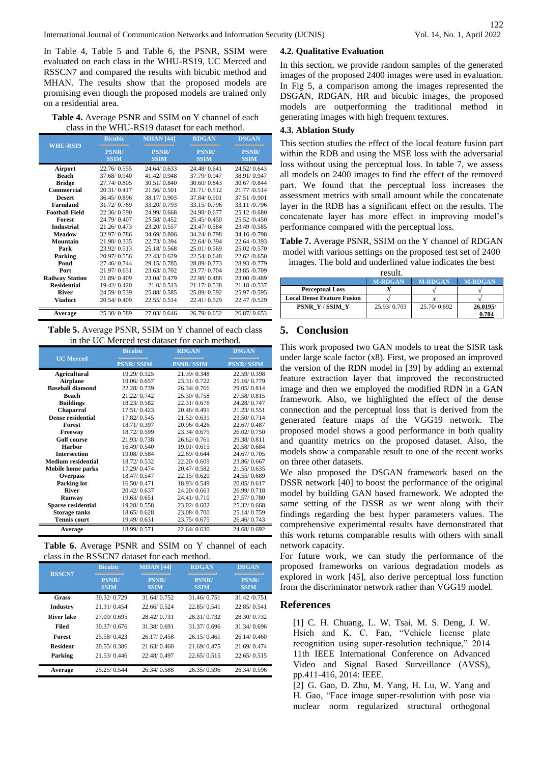In Table 4, Table 5 and Table 6, the PSNR, SSIM were evaluated on each class in the WHU-RS19, UC Merced and RSSCN7 and compared the results with bicubic method and MHAN. The results show that the proposed models are promising even though the proposed models are trained only on a residential area.

**Table 4.** Average PSNR and SSIM on Y channel of each class in the WHU-RS19 dataset for each method.

| WHU-RS19 | Bicubic | MHAN [44] | RDGAN | DSGAN |
|---|---|---|---|---|
| | PSNR/ SSIM | PSNR/ SSIM | PSNR/ SSIM | PSNR/ SSIM |
| Airport | 22.76/ 0.555 | 24.64/ 0.633 | 24.48/ 0.641 | 24.52/ 0.643 |
| Beach | 37.68/ 0.940 | 41.42/ 0.948 | 37.79/ 0.947 | 38.91/ 0.947 |
| Bridge | 27.74/ 0.805 | 30.51/ 0.840 | 30.60/ 0.843 | 30.67 /0.844 |
| Commercial | 20.31/ 0.417 | 21.56/ 0.501 | 21.71/ 0.512 | 21.77 /0.514 |
| Desert | 36.45/ 0.896 | 38.17/ 0.903 | 37.84/ 0.901 | 37.51 /0.901 |
| Farmland | 31.72/ 0.769 | 33.20/ 0.793 | 33.15/ 0.796 | 33.11 /0.796 |
| Football Field | 22.36/ 0.590 | 24.99/ 0.668 | 24.98/ 0.677 | 25.12 /0.680 |
| Forest | 24.79/ 0.407 | 25.58/ 0.452 | 25.45/ 0.450 | 25.52 /0.450 |
| Industrial | 21.26/ 0.473 | 23.20/ 0.557 | 23.47/ 0.584 | 23.49 /0.585 |
| Meadow | 32.97/ 0.786 | 34.69/ 0.806 | 34.24/ 0.798 | 34.16 /0.798 |
| Mountain | 21.98/ 0.335 | 22.73/ 0.394 | 22.64/ 0.394 | 22.64 /0.393 |
| Park | 23.92/ 0.513 | 25.18/ 0.568 | 25.01/ 0.569 | 25.02 /0.570 |
| Parking | 20.97/ 0.556 | 22.43/ 0.629 | 22.54/ 0.648 | 22.62 /0.650 |
| Pond | 27.46/ 0.744 | 29.15/ 0.785 | 28.89/ 0.773 | 28.93 /0.779 |
| Port | 21.97/ 0.631 | 23.63/ 0.702 | 23.77/ 0.704 | 23.85 /0.709 |
| Railway Station | 21.89/ 0.409 | 23.04/ 0.479 | 22.98/ 0.488 | 23.00 /0.489 |
| Residential | 19.42/ 0.420 | 21.0/ 0.513 | 21.17/ 0.538 | 21.18 /0.537 |
| River | 24.59/ 0.539 | 25.88/ 0.585 | 25.89/ 0.592 | 25.97 /0.595 |
| Viaduct | 20.54/ 0.409 | 22.55/ 0.514 | 22.41/ 0.529 | 22.47 /0.529 |
| Average | 25.30/ 0.589 | 27.03/ 0.646 | 26.79/ 0.652 | 26.87/ 0.653 |

**Table 5.** Average PSNR, SSIM on Y channel of each class in the UC Merced test dataset for each method.

| UC Merced | Bicubic | RDGAN | DSGAN |
|---|---|---|---|
| | PSNR/ SSIM | PSNR/ SSIM | PSNR/ SSIM |
| Agricultural | 19.29/ 0.325 | 21.39/ 0.348 | 22.59/ 0.398 |
| Airplane | 19.06/ 0.657 | 23.31/ 0.722 | 25.16/ 0.779 |
| Baseball diamond | 22.28/ 0.739 | 26.34/ 0.766 | 29.05/ 0.814 |
| Beach | 21.22/ 0.742 | 25.30/ 0.758 | 27.58/ 0.815 |
| Buildings | 18.23/ 0.582 | 22.31/ 0.676 | 24.28/ 0.747 |
| Chaparral | 17.51/ 0.423 | 20.46/ 0.491 | 21.23/ 0.551 |
| Dense residential | 17.82/ 0.545 | 21.52/ 0.631 | 23.50/ 0.714 |
| Forest | 18.71/ 0.397 | 20.96/ 0.426 | 22.67/ 0.487 |
| Freeway | 18.72/ 0.599 | 23.34/ 0.675 | 26.02/ 0.750 |
| Golf course | 21.93/ 0.738 | 26.62/ 0.761 | 29.38/ 0.811 |
| Harbor | 16.49/ 0.540 | 19.01/ 0.615 | 20.58/ 0.684 |
| Intersection | 19.08/ 0.584 | 22.69/ 0.644 | 24.67/ 0.705 |
| Medium residential | 18.72/ 0.532 | 22.20/ 0.609 | 23.86/ 0.667 |
| Mobile home parks | 17.29/ 0.474 | 20.47/ 0.582 | 21.55/ 0.635 |
| Overpass | 18.47/ 0.547 | 22.15/ 0.620 | 24.55/ 0.689 |
| Parking lot | 16.50/ 0.471 | 18.93/ 0.549 | 20.05/ 0.617 |
| River | 20.42/ 0.637 | 24.20/ 0.663 | 26.99/ 0.718 |
| Runway | 19.63/ 0.651 | 24.41/ 0.710 | 27.57/ 0.780 |
| Sparse residential | 19.28/ 0.558 | 23.02/ 0.602 | 25.32/ 0.668 |
| Storage tanks | 18.65/ 0.628 | 23.08/ 0.700 | 25.14/ 0.759 |
| Tennis court | 19.49/ 0.631 | 23.75/ 0.675 | 26.46/ 0.743 |
| Average | 18.99/ 0.571 | 22.64/ 0.630 | 24.68/ 0.692 |

**Table 6.** Average PSNR and SSIM on Y channel of each class in the RSSCN7 dataset for each method.

| RSSCN7 | Bicubic | MHAN [44] | RDGAN | DSGAN |
|---|---|---|---|---|
| | PSNR/ SSIM | PSNR/ SSIM | PSNR/ SSIM | PSNR/ SSIM |
| Grass | 30.32/ 0.729 | 31.64/ 0.752 | 31.46/ 0.751 | 31.42 /0.751 |
| Industry | 21.31/ 0.454 | 22.66/ 0.524 | 22.85/ 0.541 | 22.85/ 0.541 |
| River lake | 27.09/ 0.695 | 28.42/ 0.731 | 28.31/ 0.732 | 28.30/ 0.732 |
| Filed | 30.37/ 0.676 | 31.38/ 0.691 | 31.37/ 0.696 | 31.34/ 0.696 |
| Forest | 25.58/ 0.423 | 26.17/ 0.458 | 26.15/ 0.461 | 26.14/ 0.460 |
| Resident | 20.55/ 0.386 | 21.63/ 0.460 | 21.69/ 0.475 | 21.69/ 0.474 |
| Parking | 21.53/ 0.446 | 22.48/ 0.497 | 22.65/ 0.515 | 22.65/ 0.515 |
| Average | 25.25/ 0.544 | 26.34/ 0.588 | 26.35/ 0.596 | 26.34/ 0.596 |

### 4.2. Qualitative Evaluation

In this section, we provide random samples of the generated images of the proposed 2400 images were used in evaluation. In Fig 5, a comparison among the images represented the DSGAN, RDGAN, HR and bicubic images, the proposed models are outperforming the traditional method in generating images with high frequent textures.

### 4.3. Ablation Study

This section studies the effect of the local feature fusion part within the RDB and using the MSE loss with the adversarial loss without using the perceptual loss. In table 7, we assess all models on 2400 images to find the effect of the removed part. We found that the perceptual loss increases the assessment metrics with small amount while the concatenate layer in the RDB has a significant effect on the results. The concatenate layer has more effect in improving model's performance compared with the perceptual loss.

**Table 7.** Average PSNR, SSIM on the Y channel of RDGAN model with various settings on the proposed test set of 2400 images. The bold and underlined value indicates the best result.

| | M-RDGAN | M-RDGAN | M-RDGAN |
|---|---|---|---|
| Perceptual Loss | *X* | √ | √ |
| Local Dense Feature Fusion | √ | *x* | √ |
| PSNR_Y / SSIM_Y | 25.93/ 0.703 | 25.70/ 0.692 | **<u>26.0195/ 0.704</u>** |

## 5. Conclusion

This work proposed two GAN models to treat the SISR task under large scale factor (x8). First, we proposed an improved the version of the RDN model in [39] by adding an external feature extraction layer that improved the reconstructed image and then we employed the modified RDN in a GAN framework. Also, we highlighted the effect of the dense connection and the perceptual loss that is derived from the generated feature maps of the VGG19 network. The proposed model shows a good performance in both quality and quantity metrics on the proposed dataset. Also, the models show a comparable result to one of the recent works on three other datasets.

We also proposed the DSGAN framework based on the DSSR network [40] to boost the performance of the original model by building GAN based framework. We adopted the same setting of the DSSR as we went along with their findings regarding the best hyper parameters values. The comprehensive experimental results have demonstrated that this work returns comparable results with others with small network capacity.

For future work, we can study the performance of the proposed frameworks on various degradation models as explored in work [45], also derive perceptual loss function from the discriminator network rather than VGG19 model.

## References

[1] C. H. Chuang, L. W. Tsai, M. S. Deng, J. W. Hsieh and K. C. Fan, "Vehicle license plate recognition using super-resolution technique," 2014 11th IEEE International Conference on Advanced Video and Signal Based Surveillance (AVSS), pp.411-416, 2014: IEEE.

[2] G. Gao, D. Zhu, M. Yang, H. Lu, W. Yang and H. Gao, "Face image super-resolution with pose via nuclear norm regularized structural orthogonal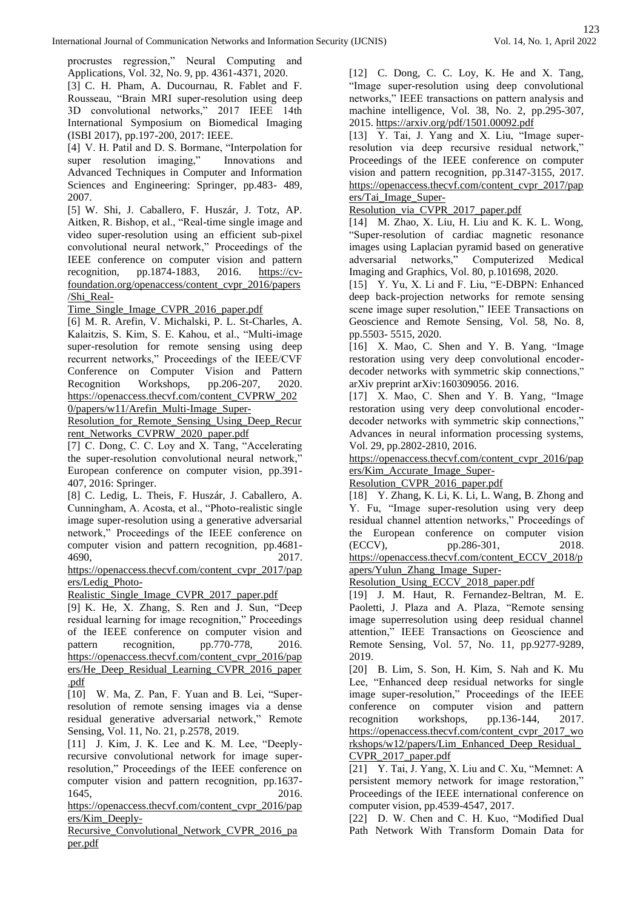procrustes regression," Neural Computing and Applications, Vol. 32, No. 9, pp. 4361-4371, 2020.

[3] C. H. Pham, A. Ducournau, R. Fablet and F. Rousseau, "Brain MRI super-resolution using deep 3D convolutional networks," 2017 IEEE 14th International Symposium on Biomedical Imaging (ISBI 2017), pp.197-200, 2017: IEEE.

[4] V. H. Patil and D. S. Bormane, "Interpolation for super resolution imaging," Innovations and Advanced Techniques in Computer and Information Sciences and Engineering: Springer, pp.483- 489, 2007.

[5] W. Shi, J. Caballero, F. Huszár, J. Totz, AP. Aitken, R. Bishop, et al., "Real-time single image and video super-resolution using an efficient sub-pixel convolutional neural network," Proceedings of the IEEE conference on computer vision and pattern recognition, pp.1874-1883, 2016. https://cv-foundation.org/openaccess/content_cvpr_2016/papers/Shi_Real-Time_Single_Image_CVPR_2016_paper.pdf

[6] M. R. Arefin, V. Michalski, P. L. St-Charles, A. Kalaitzis, S. Kim, S. E. Kahou, et al., "Multi-image super-resolution for remote sensing using deep recurrent networks," Proceedings of the IEEE/CVF Conference on Computer Vision and Pattern Recognition Workshops, pp.206-207, 2020. https://openaccess.thecvf.com/content_CVPRW_2020/papers/w11/Arefin_Multi-Image_Super-Resolution_for_Remote_Sensing_Using_Deep_Recurrent_Networks_CVPRW_2020_paper.pdf

[7] C. Dong, C. C. Loy and X. Tang, "Accelerating the super-resolution convolutional neural network," European conference on computer vision, pp.391-407, 2016: Springer.

[8] C. Ledig, L. Theis, F. Huszár, J. Caballero, A. Cunningham, A. Acosta, et al., "Photo-realistic single image super-resolution using a generative adversarial network," Proceedings of the IEEE conference on computer vision and pattern recognition, pp.4681-4690, 2017. https://openaccess.thecvf.com/content_cvpr_2017/papers/Ledig_Photo-Realistic_Single_Image_CVPR_2017_paper.pdf

[9] K. He, X. Zhang, S. Ren and J. Sun, "Deep residual learning for image recognition," Proceedings of the IEEE conference on computer vision and pattern recognition, pp.770-778, 2016. https://openaccess.thecvf.com/content_cvpr_2016/papers/He_Deep_Residual_Learning_CVPR_2016_paper.pdf

[10] W. Ma, Z. Pan, F. Yuan and B. Lei, "Super-resolution of remote sensing images via a dense residual generative adversarial network," Remote Sensing, Vol. 11, No. 21, p.2578, 2019.

[11] J. Kim, J. K. Lee and K. M. Lee, "Deeply-recursive convolutional network for image super-resolution," Proceedings of the IEEE conference on computer vision and pattern recognition, pp.1637-1645, 2016. https://openaccess.thecvf.com/content_cvpr_2016/papers/Kim_Deeply-Recursive_Convolutional_Network_CVPR_2016_paper.pdf

[12] C. Dong, C. C. Loy, K. He and X. Tang, "Image super-resolution using deep convolutional networks," IEEE transactions on pattern analysis and machine intelligence, Vol. 38, No. 2, pp.295-307, 2015. https://arxiv.org/pdf/1501.00092.pdf

[13] Y. Tai, J. Yang and X. Liu, "Image super-resolution via deep recursive residual network," Proceedings of the IEEE conference on computer vision and pattern recognition, pp.3147-3155, 2017. https://openaccess.thecvf.com/content_cvpr_2017/papers/Tai_Image_Super-Resolution_via_CVPR_2017_paper.pdf

[14] M. Zhao, X. Liu, H. Liu and K. K. L. Wong, "Super-resolution of cardiac magnetic resonance images using Laplacian pyramid based on generative adversarial networks," Computerized Medical Imaging and Graphics, Vol. 80, p.101698, 2020.

[15] Y. Yu, X. Li and F. Liu, "E-DBPN: Enhanced deep back-projection networks for remote sensing scene image super resolution," IEEE Transactions on Geoscience and Remote Sensing, Vol. 58, No. 8, pp.5503- 5515, 2020.

[16] X. Mao, C. Shen and Y. B. Yang, "Image restoration using very deep convolutional encoder-decoder networks with symmetric skip connections," arXiv preprint arXiv:160309056. 2016.

[17] X. Mao, C. Shen and Y. B. Yang, "Image restoration using very deep convolutional encoder-decoder networks with symmetric skip connections," Advances in neural information processing systems, Vol. 29, pp.2802-2810, 2016. https://openaccess.thecvf.com/content_cvpr_2016/papers/Kim_Accurate_Image_Super-Resolution_CVPR_2016_paper.pdf

[18] Y. Zhang, K. Li, K. Li, L. Wang, B. Zhong and Y. Fu, "Image super-resolution using very deep residual channel attention networks," Proceedings of the European conference on computer vision (ECCV), pp.286-301, 2018. https://openaccess.thecvf.com/content_ECCV_2018/papers/Yulun_Zhang_Image_Super-Resolution_Using_ECCV_2018_paper.pdf

[19] J. M. Haut, R. Fernandez-Beltran, M. E. Paoletti, J. Plaza and A. Plaza, "Remote sensing image superresolution using deep residual channel attention," IEEE Transactions on Geoscience and Remote Sensing, Vol. 57, No. 11, pp.9277-9289, 2019.

[20] B. Lim, S. Son, H. Kim, S. Nah and K. Mu Lee, "Enhanced deep residual networks for single image super-resolution," Proceedings of the IEEE conference on computer vision and pattern recognition workshops, pp.136-144, 2017. https://openaccess.thecvf.com/content_cvpr_2017_workshops/w12/papers/Lim_Enhanced_Deep_Residual_CVPR_2017_paper.pdf

[21] Y. Tai, J. Yang, X. Liu and C. Xu, "Memnet: A persistent memory network for image restoration," Proceedings of the IEEE international conference on computer vision, pp.4539-4547, 2017.

[22] D. W. Chen and C. H. Kuo, "Modified Dual Path Network With Transform Domain Data for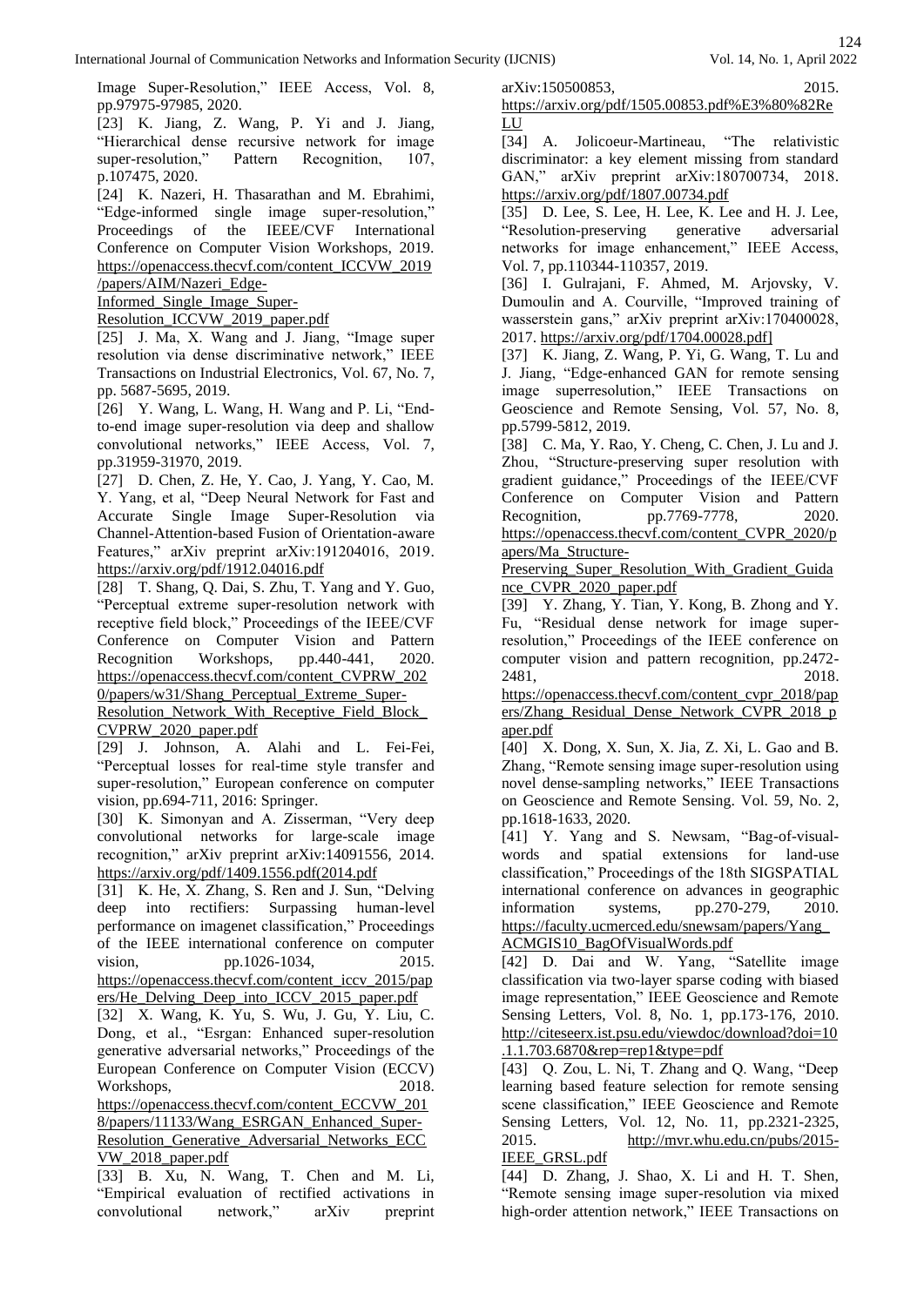Image Super-Resolution," IEEE Access, Vol. 8, pp.97975-97985, 2020.

[23] K. Jiang, Z. Wang, P. Yi and J. Jiang, "Hierarchical dense recursive network for image super-resolution," Pattern Recognition, 107, p.107475, 2020.

[24] K. Nazeri, H. Thasarathan and M. Ebrahimi, "Edge-informed single image super-resolution," Proceedings of the IEEE/CVF International Conference on Computer Vision Workshops, 2019. https://openaccess.thecvf.com/content_ICCVW_2019/papers/AIM/Nazeri_Edge-Informed_Single_Image_Super-Resolution_ICCVW_2019_paper.pdf

[25] J. Ma, X. Wang and J. Jiang, "Image super resolution via dense discriminative network," IEEE Transactions on Industrial Electronics, Vol. 67, No. 7, pp. 5687-5695, 2019.

[26] Y. Wang, L. Wang, H. Wang and P. Li, "End-to-end image super-resolution via deep and shallow convolutional networks," IEEE Access, Vol. 7, pp.31959-31970, 2019.

[27] D. Chen, Z. He, Y. Cao, J. Yang, Y. Cao, M. Y. Yang, et al, "Deep Neural Network for Fast and Accurate Single Image Super-Resolution via Channel-Attention-based Fusion of Orientation-aware Features," arXiv preprint arXiv:191204016, 2019. https://arxiv.org/pdf/1912.04016.pdf

[28] T. Shang, Q. Dai, S. Zhu, T. Yang and Y. Guo, "Perceptual extreme super-resolution network with receptive field block," Proceedings of the IEEE/CVF Conference on Computer Vision and Pattern Recognition Workshops, pp.440-441, 2020. https://openaccess.thecvf.com/content_CVPRW_2020/papers/w31/Shang_Perceptual_Extreme_Super-Resolution_Network_With_Receptive_Field_Block_CVPRW_2020_paper.pdf

[29] J. Johnson, A. Alahi and L. Fei-Fei, "Perceptual losses for real-time style transfer and super-resolution," European conference on computer vision, pp.694-711, 2016: Springer.

[30] K. Simonyan and A. Zisserman, "Very deep convolutional networks for large-scale image recognition," arXiv preprint arXiv:14091556, 2014. https://arxiv.org/pdf/1409.1556.pdf(2014.pdf

[31] K. He, X. Zhang, S. Ren and J. Sun, "Delving deep into rectifiers: Surpassing human-level performance on imagenet classification," Proceedings of the IEEE international conference on computer vision, pp.1026-1034, 2015. https://openaccess.thecvf.com/content_iccv_2015/papers/He_Delving_Deep_into_ICCV_2015_paper.pdf

[32] X. Wang, K. Yu, S. Wu, J. Gu, Y. Liu, C. Dong, et al., "Esrgan: Enhanced super-resolution generative adversarial networks," Proceedings of the European Conference on Computer Vision (ECCV) Workshops, 2018. https://openaccess.thecvf.com/content_ECCVW_2018/papers/11133/Wang_ESRGAN_Enhanced_Super-Resolution_Generative_Adversarial_Networks_ECCVW_2018_paper.pdf

[33] B. Xu, N. Wang, T. Chen and M. Li, "Empirical evaluation of rectified activations in convolutional network," arXiv preprint arXiv:150500853, 2015. https://arxiv.org/pdf/1505.00853.pdf%E3%80%82ReLU

[34] A. Jolicoeur-Martineau, "The relativistic discriminator: a key element missing from standard GAN," arXiv preprint arXiv:180700734, 2018. https://arxiv.org/pdf/1807.00734.pdf

[35] D. Lee, S. Lee, H. Lee, K. Lee and H. J. Lee, "Resolution-preserving generative adversarial networks for image enhancement," IEEE Access, Vol. 7, pp.110344-110357, 2019.

[36] I. Gulrajani, F. Ahmed, M. Arjovsky, V. Dumoulin and A. Courville, "Improved training of wasserstein gans," arXiv preprint arXiv:170400028, 2017. https://arxiv.org/pdf/1704.00028.pdf]

[37] K. Jiang, Z. Wang, P. Yi, G. Wang, T. Lu and J. Jiang, "Edge-enhanced GAN for remote sensing image superresolution," IEEE Transactions on Geoscience and Remote Sensing, Vol. 57, No. 8, pp.5799-5812, 2019.

[38] C. Ma, Y. Rao, Y. Cheng, C. Chen, J. Lu and J. Zhou, "Structure-preserving super resolution with gradient guidance," Proceedings of the IEEE/CVF Conference on Computer Vision and Pattern Recognition, pp.7769-7778, 2020. https://openaccess.thecvf.com/content_CVPR_2020/papers/Ma_Structure-Preserving_Super_Resolution_With_Gradient_Guidance_CVPR_2020_paper.pdf

[39] Y. Zhang, Y. Tian, Y. Kong, B. Zhong and Y. Fu, "Residual dense network for image super-resolution," Proceedings of the IEEE conference on computer vision and pattern recognition, pp.2472-2481, 2018. https://openaccess.thecvf.com/content_cvpr_2018/papers/Zhang_Residual_Dense_Network_CVPR_2018_paper.pdf

[40] X. Dong, X. Sun, X. Jia, Z. Xi, L. Gao and B. Zhang, "Remote sensing image super-resolution using novel dense-sampling networks," IEEE Transactions on Geoscience and Remote Sensing. Vol. 59, No. 2, pp.1618-1633, 2020.

[41] Y. Yang and S. Newsam, "Bag-of-visual-words and spatial extensions for land-use classification," Proceedings of the 18th SIGSPATIAL international conference on advances in geographic information systems, pp.270-279, 2010. https://faculty.ucmerced.edu/snewsam/papers/Yang_ACMGIS10_BagOfVisualWords.pdf

[42] D. Dai and W. Yang, "Satellite image classification via two-layer sparse coding with biased image representation," IEEE Geoscience and Remote Sensing Letters, Vol. 8, No. 1, pp.173-176, 2010. http://citeseerx.ist.psu.edu/viewdoc/download?doi=10.1.1.703.6870&rep=rep1&type=pdf

[43] Q. Zou, L. Ni, T. Zhang and Q. Wang, "Deep learning based feature selection for remote sensing scene classification," IEEE Geoscience and Remote Sensing Letters, Vol. 12, No. 11, pp.2321-2325, 2015. http://mvr.whu.edu.cn/pubs/2015-IEEE_GRSL.pdf

[44] D. Zhang, J. Shao, X. Li and H. T. Shen, "Remote sensing image super-resolution via mixed high-order attention network," IEEE Transactions on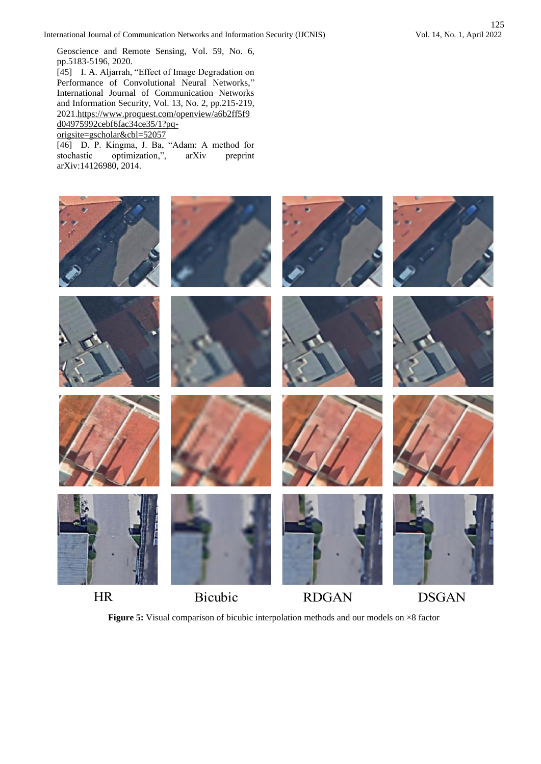Geoscience and Remote Sensing, Vol. 59, No. 6, pp.5183-5196, 2020.

[45] I. A. Aljarrah, "Effect of Image Degradation on Performance of Convolutional Neural Networks," International Journal of Communication Networks and Information Security, Vol. 13, No. 2, pp.215-219, 2021. https://www.proquest.com/openview/a6b2ff5f9d04975992cebf6fac34ce35/1?pq-origsite=gscholar&cbl=52057

[46] D. P. Kingma, J. Ba, "Adam: A method for stochastic optimization,", arXiv preprint arXiv:14126980, 2014.

HR

Bicubic

RDGAN

DSGAN

**Figure 5:** Visual comparison of bicubic interpolation methods and our models on ×8 factor